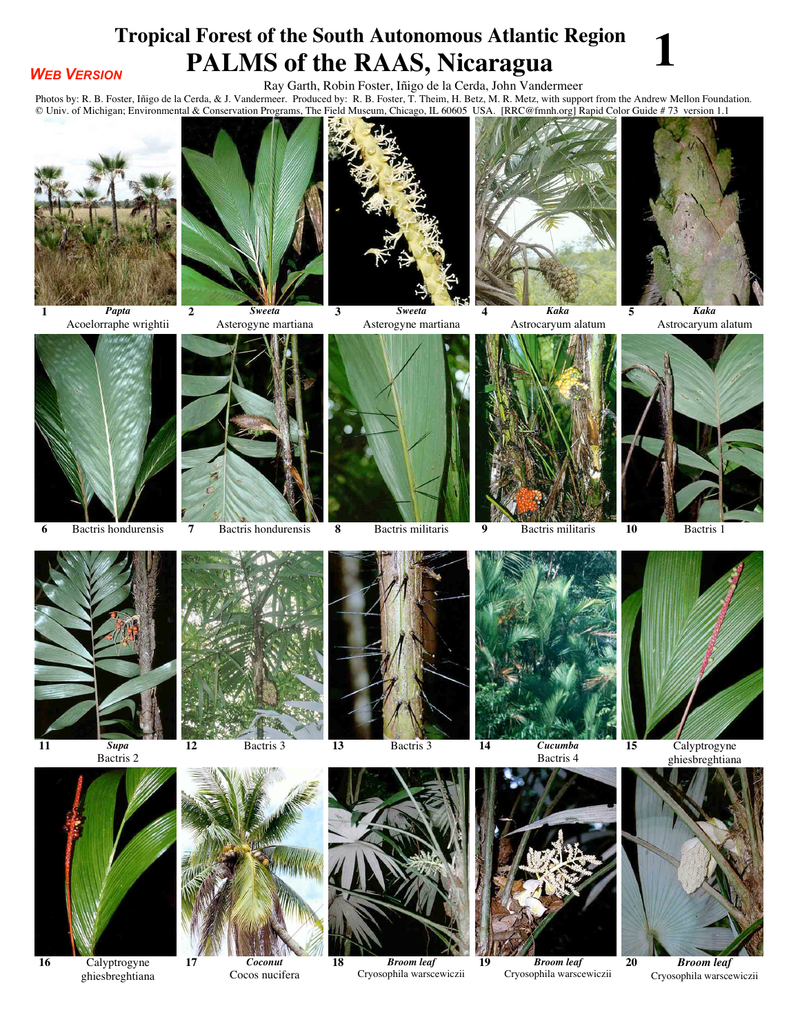# Tropical Forest of the South Autonomous Atlantic Region

# PALMS of the RAAS, Nicaragua

**1**

***WEB VERSION***

Ray Garth, Robin Foster, Iñigo de la Cerda, John Vandermeer

Photos by: R. B. Foster, Iñigo de la Cerda, & J. Vandermeer. Produced by: R. B. Foster, T. Theim, H. Betz, M. R. Metz, with support from the Andrew Mellon Foundation.
© Univ. of Michigan; Environmental & Conservation Programs, The Field Museum, Chicago, IL 60605 USA. [RRC@fmnh.org] Rapid Color Guide # 73 version 1.1

**1** *Papta* Acoelorraphe wrightii

**2** *Sweeta* Asterogyne martiana

**3** *Sweeta* Asterogyne martiana

**4** *Kaka* Astrocaryum alatum

**5** *Kaka* Astrocaryum alatum

**6** Bactris hondurensis

**7** Bactris hondurensis

**8** Bactris militaris

**9** Bactris militaris

**10** Bactris 1

**11** *Supa* Bactris 2

**12** Bactris 3

**13** Bactris 3

**14** *Cucumba* Bactris 4

**15** Calyptrogyne ghiesbreghtiana

**16** Calyptrogyne ghiesbreghtiana

**17** *Coconut* Cocos nucifera

**18** *Broom leaf* Cryosophila warscewiczii

**19** *Broom leaf* Cryosophila warscewiczii

**20** *Broom leaf* Cryosophila warscewiczii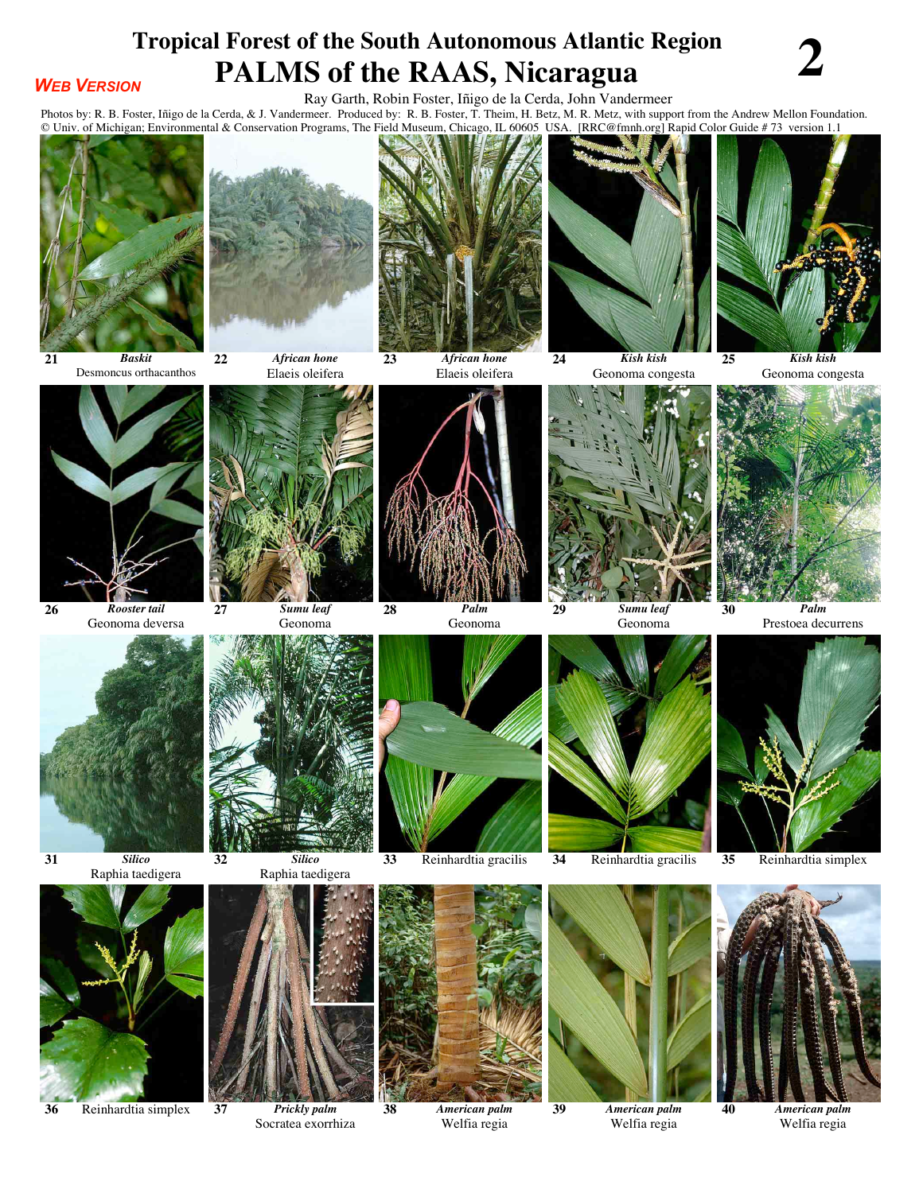# Tropical Forest of the South Autonomous Atlantic Region
# PALMS of the RAAS, Nicaragua

**2**

*WEB VERSION*

Ray Garth, Robin Foster, Iñigo de la Cerda, John Vandermeer

Photos by: R. B. Foster, Iñigo de la Cerda, & J. Vandermeer. Produced by: R. B. Foster, T. Theim, H. Betz, M. R. Metz, with support from the Andrew Mellon Foundation.
© Univ. of Michigan; Environmental & Conservation Programs, The Field Museum, Chicago, IL 60605 USA. [RRC@fmnh.org] Rapid Color Guide # 73 version 1.1

**21** ***Baskit***
Desmoncus orthacanthos

**22** ***African hone***
Elaeis oleifera

**23** ***African hone***
Elaeis oleifera

**24** ***Kish kish***
Geonoma congesta

**25** ***Kish kish***
Geonoma congesta

**26** ***Rooster tail***
Geonoma deversa

**27** ***Sumu leaf***
Geonoma

**28** ***Palm***
Geonoma

**29** ***Sumu leaf***
Geonoma

**30** ***Palm***
Prestoea decurrens

**31** ***Silico***
Raphia taedigera

**32** ***Silico***
Raphia taedigera

**33** Reinhardtia gracilis

**34** Reinhardtia gracilis

**35** Reinhardtia simplex

**36** Reinhardtia simplex

**37** ***Prickly palm***
Socratea exorrhiza

**38** ***American palm***
Welfia regia

**39** ***American palm***
Welfia regia

**40** ***American palm***
Welfia regia